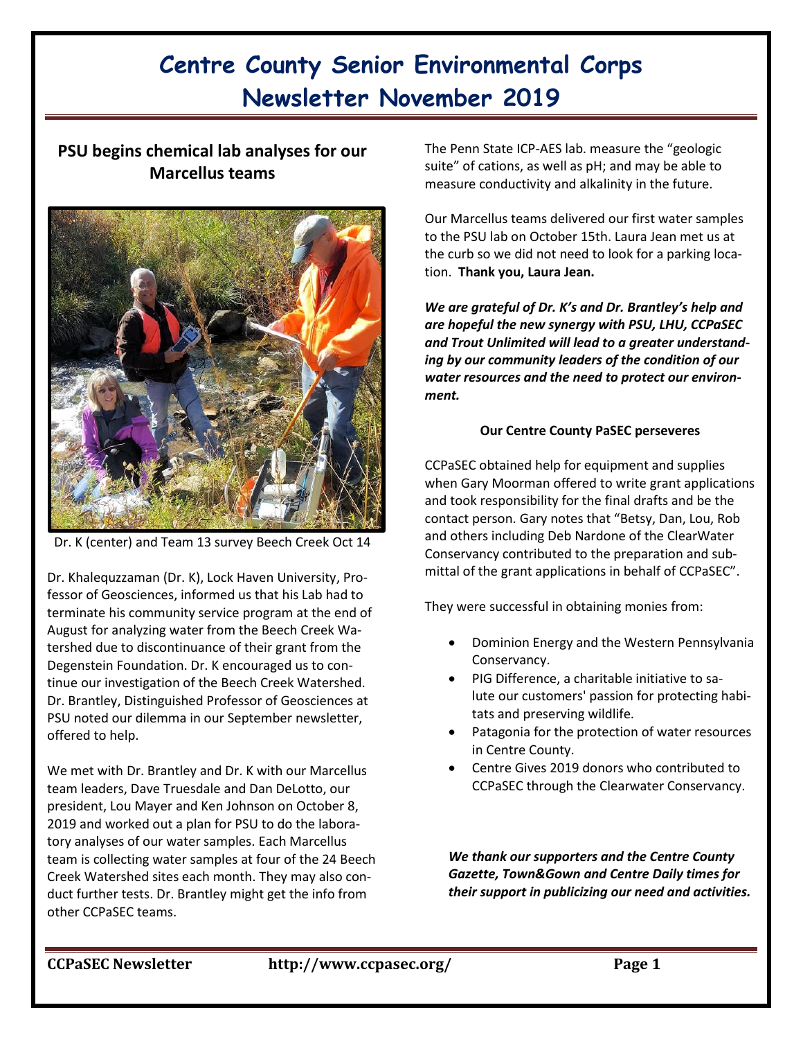# Centre County Senior Environmental Corps Newsletter November 2019

## PSU begins chemical lab analyses for our Marcellus teams

Dr. K (center) and Team 13 survey Beech Creek Oct 14

Dr. Khalequzzaman (Dr. K), Lock Haven University, Professor of Geosciences, informed us that his Lab had to terminate his community service program at the end of August for analyzing water from the Beech Creek Watershed due to discontinuance of their grant from the Degenstein Foundation. Dr. K encouraged us to continue our investigation of the Beech Creek Watershed. Dr. Brantley, Distinguished Professor of Geosciences at PSU noted our dilemma in our September newsletter, offered to help.

We met with Dr. Brantley and Dr. K with our Marcellus team leaders, Dave Truesdale and Dan DeLotto, our president, Lou Mayer and Ken Johnson on October 8, 2019 and worked out a plan for PSU to do the laboratory analyses of our water samples. Each Marcellus team is collecting water samples at four of the 24 Beech Creek Watershed sites each month. They may also conduct further tests. Dr. Brantley might get the info from other CCPaSEC teams.

The Penn State ICP-AES lab. measure the "geologic suite" of cations, as well as pH; and may be able to measure conductivity and alkalinity in the future.

Our Marcellus teams delivered our first water samples to the PSU lab on October 15th. Laura Jean met us at the curb so we did not need to look for a parking location. **Thank you, Laura Jean.**

***We are grateful of Dr. K's and Dr. Brantley's help and are hopeful the new synergy with PSU, LHU, CCPaSEC and Trout Unlimited will lead to a greater understanding by our community leaders of the condition of our water resources and the need to protect our environment.***

### Our Centre County PaSEC perseveres

CCPaSEC obtained help for equipment and supplies when Gary Moorman offered to write grant applications and took responsibility for the final drafts and be the contact person. Gary notes that "Betsy, Dan, Lou, Rob and others including Deb Nardone of the ClearWater Conservancy contributed to the preparation and submittal of the grant applications in behalf of CCPaSEC".

They were successful in obtaining monies from:

- Dominion Energy and the Western Pennsylvania Conservancy.
- PIG Difference, a charitable initiative to salute our customers' passion for protecting habitats and preserving wildlife.
- Patagonia for the protection of water resources in Centre County.
- Centre Gives 2019 donors who contributed to CCPaSEC through the Clearwater Conservancy.

***We thank our supporters and the Centre County Gazette, Town&Gown and Centre Daily times for their support in publicizing our need and activities.***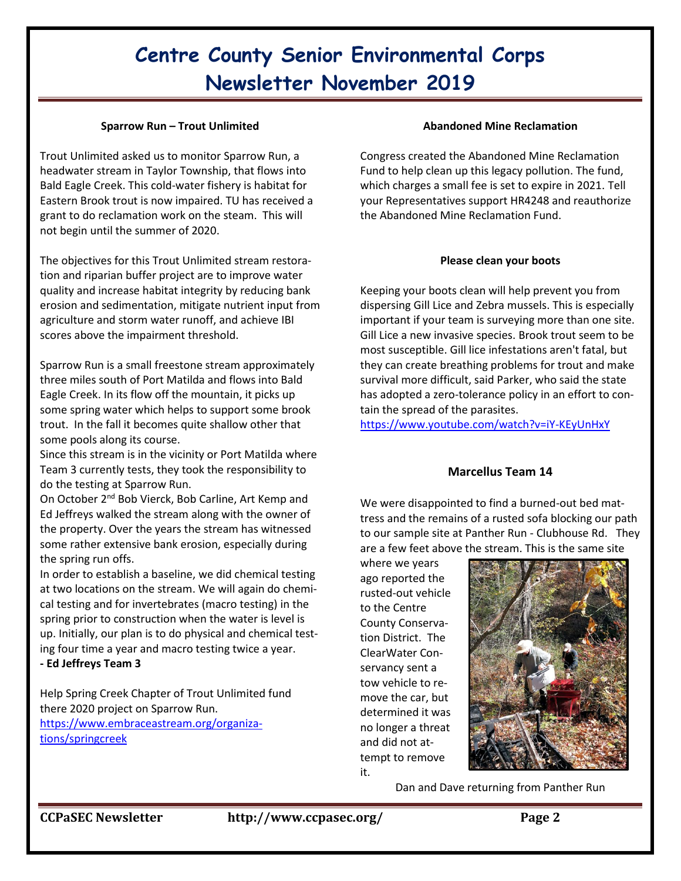# Centre County Senior Environmental Corps Newsletter November 2019

### Sparrow Run – Trout Unlimited

Trout Unlimited asked us to monitor Sparrow Run, a headwater stream in Taylor Township, that flows into Bald Eagle Creek. This cold-water fishery is habitat for Eastern Brook trout is now impaired. TU has received a grant to do reclamation work on the steam. This will not begin until the summer of 2020.

The objectives for this Trout Unlimited stream restoration and riparian buffer project are to improve water quality and increase habitat integrity by reducing bank erosion and sedimentation, mitigate nutrient input from agriculture and storm water runoff, and achieve IBI scores above the impairment threshold.

Sparrow Run is a small freestone stream approximately three miles south of Port Matilda and flows into Bald Eagle Creek. In its flow off the mountain, it picks up some spring water which helps to support some brook trout. In the fall it becomes quite shallow other that some pools along its course.

Since this stream is in the vicinity or Port Matilda where Team 3 currently tests, they took the responsibility to do the testing at Sparrow Run.

On October 2nd Bob Vierck, Bob Carline, Art Kemp and Ed Jeffreys walked the stream along with the owner of the property. Over the years the stream has witnessed some rather extensive bank erosion, especially during the spring run offs.

In order to establish a baseline, we did chemical testing at two locations on the stream. We will again do chemical testing and for invertebrates (macro testing) in the spring prior to construction when the water is level is up. Initially, our plan is to do physical and chemical testing four time a year and macro testing twice a year.

**- Ed Jeffreys Team 3**

Help Spring Creek Chapter of Trout Unlimited fund there 2020 project on Sparrow Run.
https://www.embraceastream.org/organizations/springcreek

### Abandoned Mine Reclamation

Congress created the Abandoned Mine Reclamation Fund to help clean up this legacy pollution. The fund, which charges a small fee is set to expire in 2021. Tell your Representatives support HR4248 and reauthorize the Abandoned Mine Reclamation Fund.

### Please clean your boots

Keeping your boots clean will help prevent you from dispersing Gill Lice and Zebra mussels. This is especially important if your team is surveying more than one site. Gill Lice a new invasive species. Brook trout seem to be most susceptible. Gill lice infestations aren't fatal, but they can create breathing problems for trout and make survival more difficult, said Parker, who said the state has adopted a zero-tolerance policy in an effort to contain the spread of the parasites.
https://www.youtube.com/watch?v=iY-KEyUnHxY

### Marcellus Team 14

We were disappointed to find a burned-out bed mattress and the remains of a rusted sofa blocking our path to our sample site at Panther Run - Clubhouse Rd. They are a few feet above the stream. This is the same site where we years ago reported the rusted-out vehicle to the Centre County Conservation District. The ClearWater Conservancy sent a tow vehicle to remove the car, but determined it was no longer a threat and did not attempt to remove it.

Dan and Dave returning from Panther Run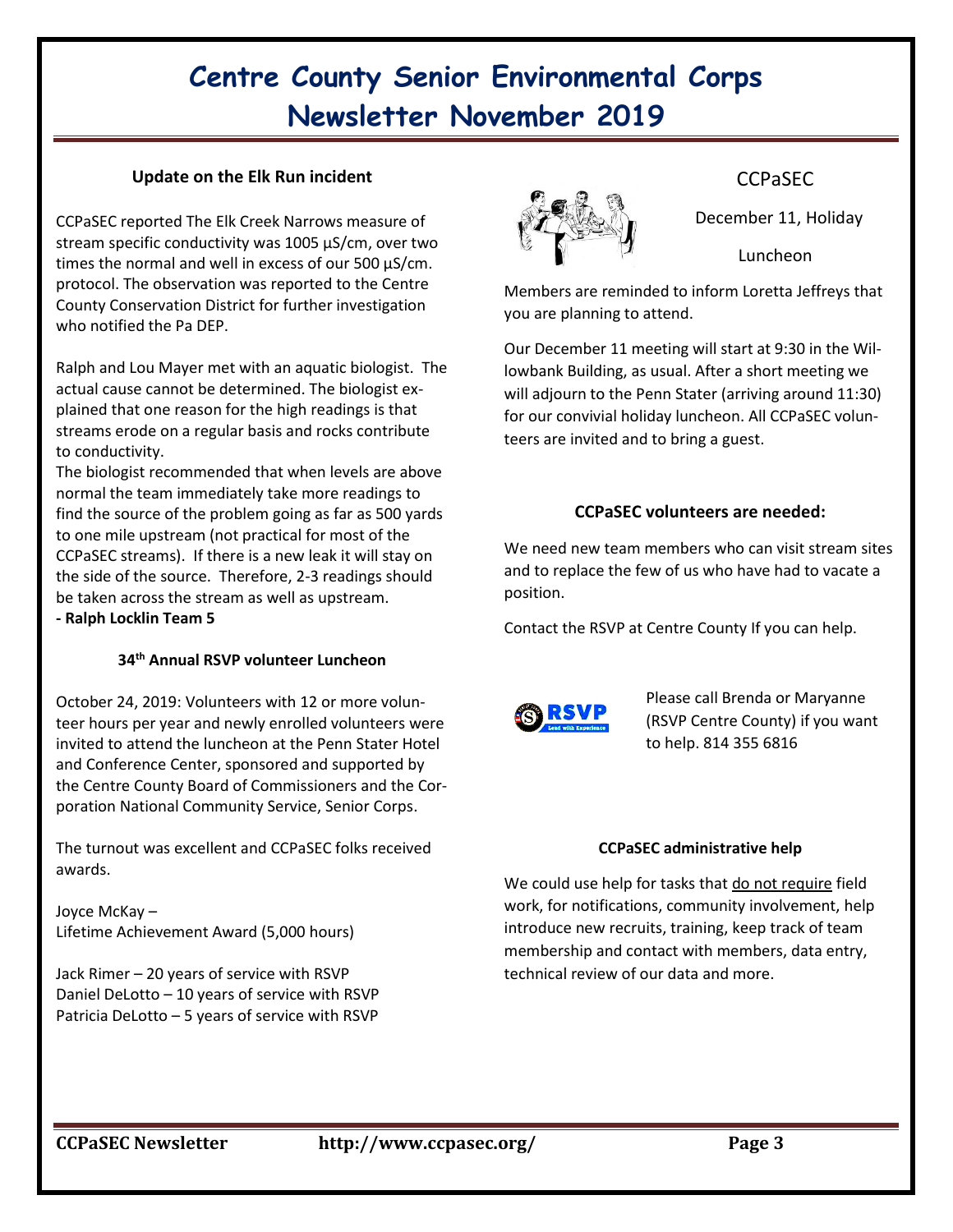# Centre County Senior Environmental Corps Newsletter November 2019

## Update on the Elk Run incident

CCPaSEC reported The Elk Creek Narrows measure of stream specific conductivity was 1005 µS/cm, over two times the normal and well in excess of our 500 µS/cm. protocol. The observation was reported to the Centre County Conservation District for further investigation who notified the Pa DEP.

Ralph and Lou Mayer met with an aquatic biologist. The actual cause cannot be determined. The biologist explained that one reason for the high readings is that streams erode on a regular basis and rocks contribute to conductivity.

The biologist recommended that when levels are above normal the team immediately take more readings to find the source of the problem going as far as 500 yards to one mile upstream (not practical for most of the CCPaSEC streams). If there is a new leak it will stay on the side of the source. Therefore, 2-3 readings should be taken across the stream as well as upstream.

**- Ralph Locklin Team 5**

## 34th Annual RSVP volunteer Luncheon

October 24, 2019: Volunteers with 12 or more volunteer hours per year and newly enrolled volunteers were invited to attend the luncheon at the Penn Stater Hotel and Conference Center, sponsored and supported by the Centre County Board of Commissioners and the Corporation National Community Service, Senior Corps.

The turnout was excellent and CCPaSEC folks received awards.

Joyce McKay –
Lifetime Achievement Award (5,000 hours)

Jack Rimer – 20 years of service with RSVP
Daniel DeLotto – 10 years of service with RSVP
Patricia DeLotto – 5 years of service with RSVP

## CCPaSEC

December 11, Holiday

Luncheon

Members are reminded to inform Loretta Jeffreys that you are planning to attend.

Our December 11 meeting will start at 9:30 in the Willowbank Building, as usual. After a short meeting we will adjourn to the Penn Stater (arriving around 11:30) for our convivial holiday luncheon. All CCPaSEC volunteers are invited and to bring a guest.

## CCPaSEC volunteers are needed:

We need new team members who can visit stream sites and to replace the few of us who have had to vacate a position.

Contact the RSVP at Centre County If you can help.

Please call Brenda or Maryanne (RSVP Centre County) if you want to help. 814 355 6816

## CCPaSEC administrative help

We could use help for tasks that do not require field work, for notifications, community involvement, help introduce new recruits, training, keep track of team membership and contact with members, data entry, technical review of our data and more.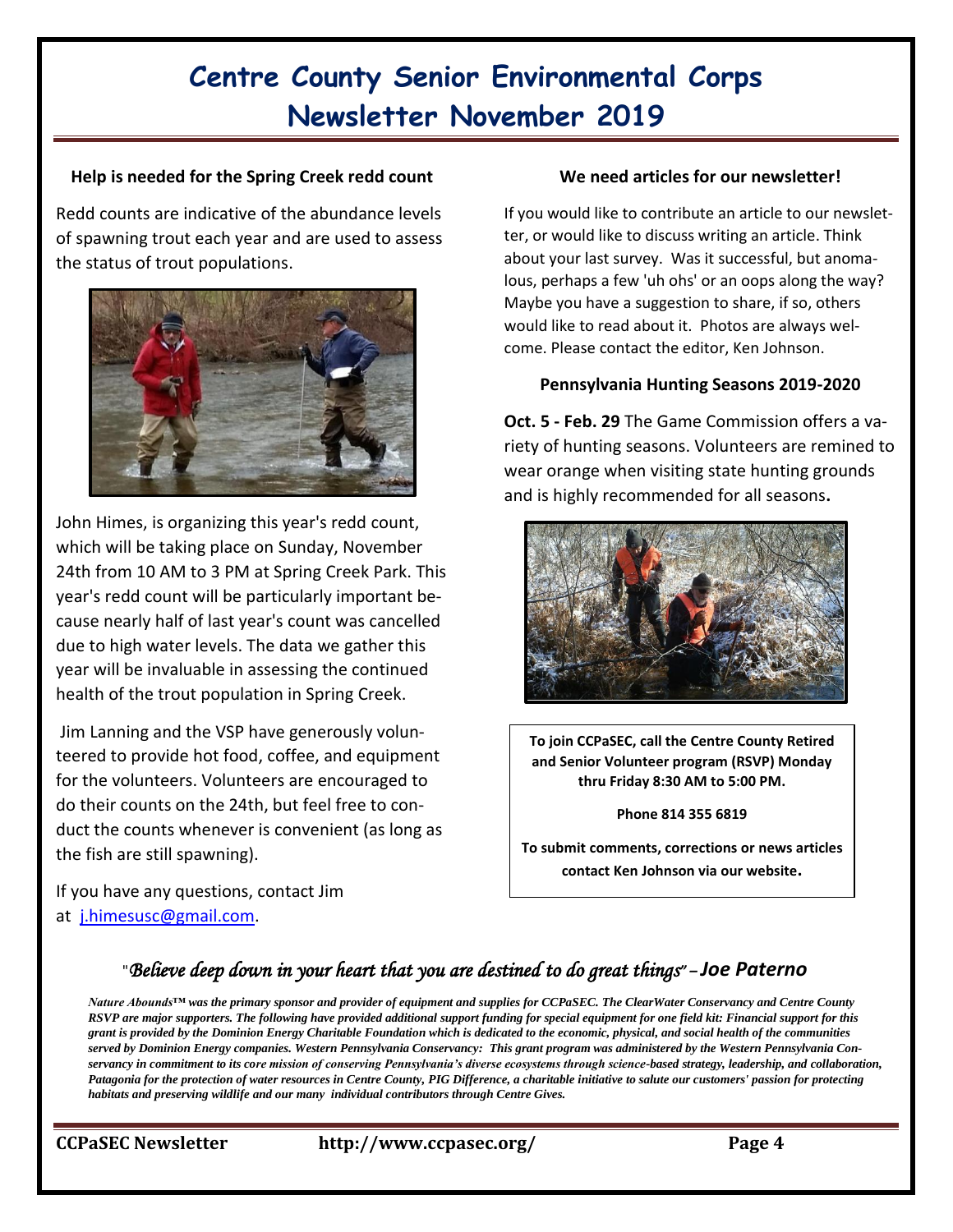# Centre County Senior Environmental Corps Newsletter November 2019

### Help is needed for the Spring Creek redd count

Redd counts are indicative of the abundance levels of spawning trout each year and are used to assess the status of trout populations.

John Himes, is organizing this year's redd count, which will be taking place on Sunday, November 24th from 10 AM to 3 PM at Spring Creek Park. This year's redd count will be particularly important because nearly half of last year's count was cancelled due to high water levels. The data we gather this year will be invaluable in assessing the continued health of the trout population in Spring Creek.

Jim Lanning and the VSP have generously volunteered to provide hot food, coffee, and equipment for the volunteers. Volunteers are encouraged to do their counts on the 24th, but feel free to conduct the counts whenever is convenient (as long as the fish are still spawning).

If you have any questions, contact Jim at j.himesusc@gmail.com.

### We need articles for our newsletter!

If you would like to contribute an article to our newsletter, or would like to discuss writing an article. Think about your last survey. Was it successful, but anomalous, perhaps a few 'uh ohs' or an oops along the way? Maybe you have a suggestion to share, if so, others would like to read about it. Photos are always welcome. Please contact the editor, Ken Johnson.

### Pennsylvania Hunting Seasons 2019-2020

**Oct. 5 - Feb. 29** The Game Commission offers a variety of hunting seasons. Volunteers are remined to wear orange when visiting state hunting grounds and is highly recommended for all seasons**.**

**To join CCPaSEC, call the Centre County Retired and Senior Volunteer program (RSVP) Monday thru Friday 8:30 AM to 5:00 PM.**

**Phone 814 355 6819**

**To submit comments, corrections or news articles contact Ken Johnson via our website.**

"*Believe deep down in your heart that you are destined to do great things*" – ***Joe Paterno***

***Nature Abounds™ was the primary sponsor and provider of equipment and supplies for CCPaSEC. The ClearWater Conservancy and Centre County RSVP are major supporters. The following have provided additional support funding for special equipment for one field kit: Financial support for this grant is provided by the Dominion Energy Charitable Foundation which is dedicated to the economic, physical, and social health of the communities served by Dominion Energy companies. Western Pennsylvania Conservancy: This grant program was administered by the Western Pennsylvania Conservancy in commitment to its core mission of conserving Pennsylvania's diverse ecosystems through science-based strategy, leadership, and collaboration, Patagonia for the protection of water resources in Centre County, PIG Difference, a charitable initiative to salute our customers' passion for protecting habitats and preserving wildlife and our many individual contributors through Centre Gives.***